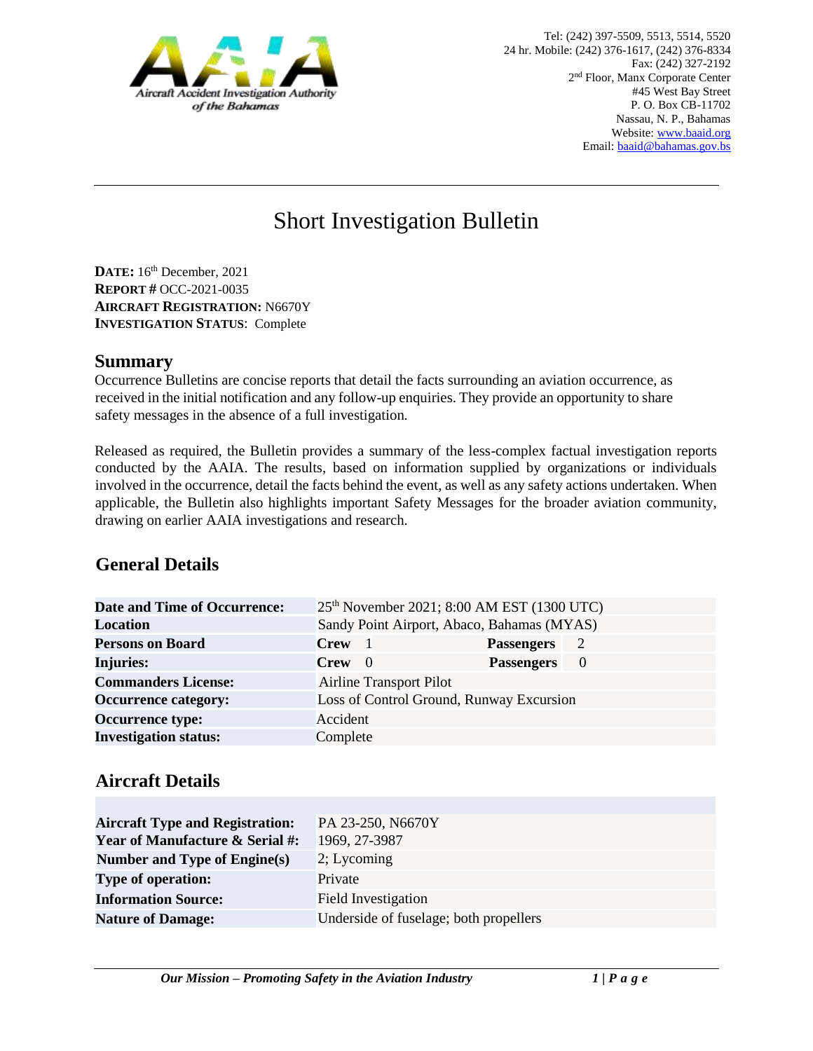Aircraft Accident Investigation Authority of the Bahamas

Tel: (242) 397-5509, 5513, 5514, 5520
24 hr. Mobile: (242) 376-1617, (242) 376-8334
Fax: (242) 327-2192
2nd Floor, Manx Corporate Center
#45 West Bay Street
P. O. Box CB-11702
Nassau, N. P., Bahamas
Website: www.baaid.org
Email: baaid@bahamas.gov.bs

# Short Investigation Bulletin

**DATE:** 16th December, 2021
**REPORT #** OCC-2021-0035
**AIRCRAFT REGISTRATION:** N6670Y
**INVESTIGATION STATUS**: Complete

## Summary

Occurrence Bulletins are concise reports that detail the facts surrounding an aviation occurrence, as received in the initial notification and any follow-up enquiries. They provide an opportunity to share safety messages in the absence of a full investigation.

Released as required, the Bulletin provides a summary of the less-complex factual investigation reports conducted by the AAIA. The results, based on information supplied by organizations or individuals involved in the occurrence, detail the facts behind the event, as well as any safety actions undertaken. When applicable, the Bulletin also highlights important Safety Messages for the broader aviation community, drawing on earlier AAIA investigations and research.

## General Details

| | | | |
|---|---|---|---|
| **Date and Time of Occurrence:** | 25th November 2021; 8:00 AM EST (1300 UTC) | | |
| **Location** | Sandy Point Airport, Abaco, Bahamas (MYAS) | | |
| **Persons on Board** | **Crew** 1 | **Passengers** | 2 |
| **Injuries:** | **Crew** 0 | **Passengers** | 0 |
| **Commanders License:** | Airline Transport Pilot | | |
| **Occurrence category:** | Loss of Control Ground, Runway Excursion | | |
| **Occurrence type:** | Accident | | |
| **Investigation status:** | Complete | | |

## Aircraft Details

| | |
|---|---|
| **Aircraft Type and Registration:** | PA 23-250, N6670Y |
| **Year of Manufacture & Serial #:** | 1969, 27-3987 |
| **Number and Type of Engine(s)** | 2; Lycoming |
| **Type of operation:** | Private |
| **Information Source:** | Field Investigation |
| **Nature of Damage:** | Underside of fuselage; both propellers |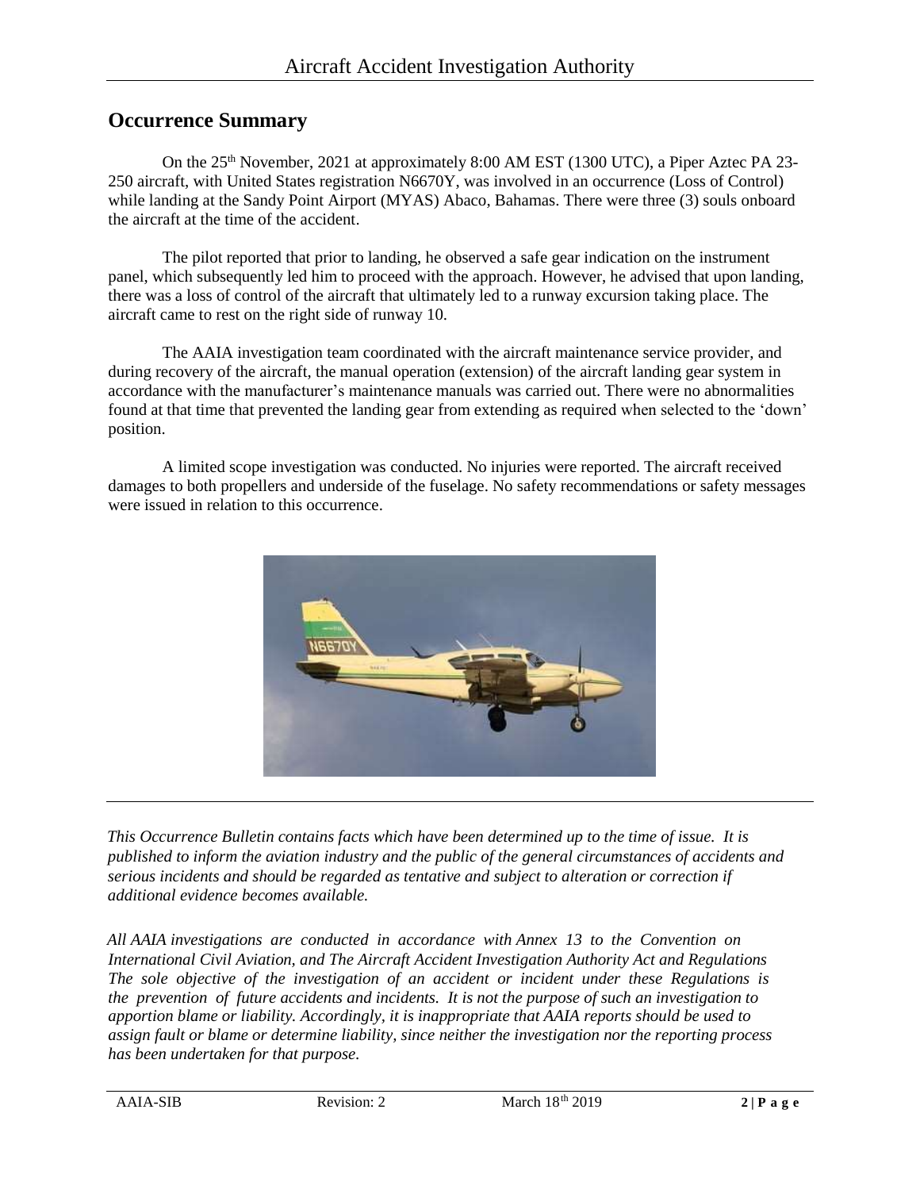## Occurrence Summary

On the 25th November, 2021 at approximately 8:00 AM EST (1300 UTC), a Piper Aztec PA 23-250 aircraft, with United States registration N6670Y, was involved in an occurrence (Loss of Control) while landing at the Sandy Point Airport (MYAS) Abaco, Bahamas. There were three (3) souls onboard the aircraft at the time of the accident.

The pilot reported that prior to landing, he observed a safe gear indication on the instrument panel, which subsequently led him to proceed with the approach. However, he advised that upon landing, there was a loss of control of the aircraft that ultimately led to a runway excursion taking place. The aircraft came to rest on the right side of runway 10.

The AAIA investigation team coordinated with the aircraft maintenance service provider, and during recovery of the aircraft, the manual operation (extension) of the aircraft landing gear system in accordance with the manufacturer's maintenance manuals was carried out. There were no abnormalities found at that time that prevented the landing gear from extending as required when selected to the 'down' position.

A limited scope investigation was conducted. No injuries were reported. The aircraft received damages to both propellers and underside of the fuselage. No safety recommendations or safety messages were issued in relation to this occurrence.

---

*This Occurrence Bulletin contains facts which have been determined up to the time of issue. It is published to inform the aviation industry and the public of the general circumstances of accidents and serious incidents and should be regarded as tentative and subject to alteration or correction if additional evidence becomes available.*

*All AAIA investigations are conducted in accordance with Annex 13 to the Convention on International Civil Aviation, and The Aircraft Accident Investigation Authority Act and Regulations The sole objective of the investigation of an accident or incident under these Regulations is the prevention of future accidents and incidents. It is not the purpose of such an investigation to apportion blame or liability. Accordingly, it is inappropriate that AAIA reports should be used to assign fault or blame or determine liability, since neither the investigation nor the reporting process has been undertaken for that purpose.*